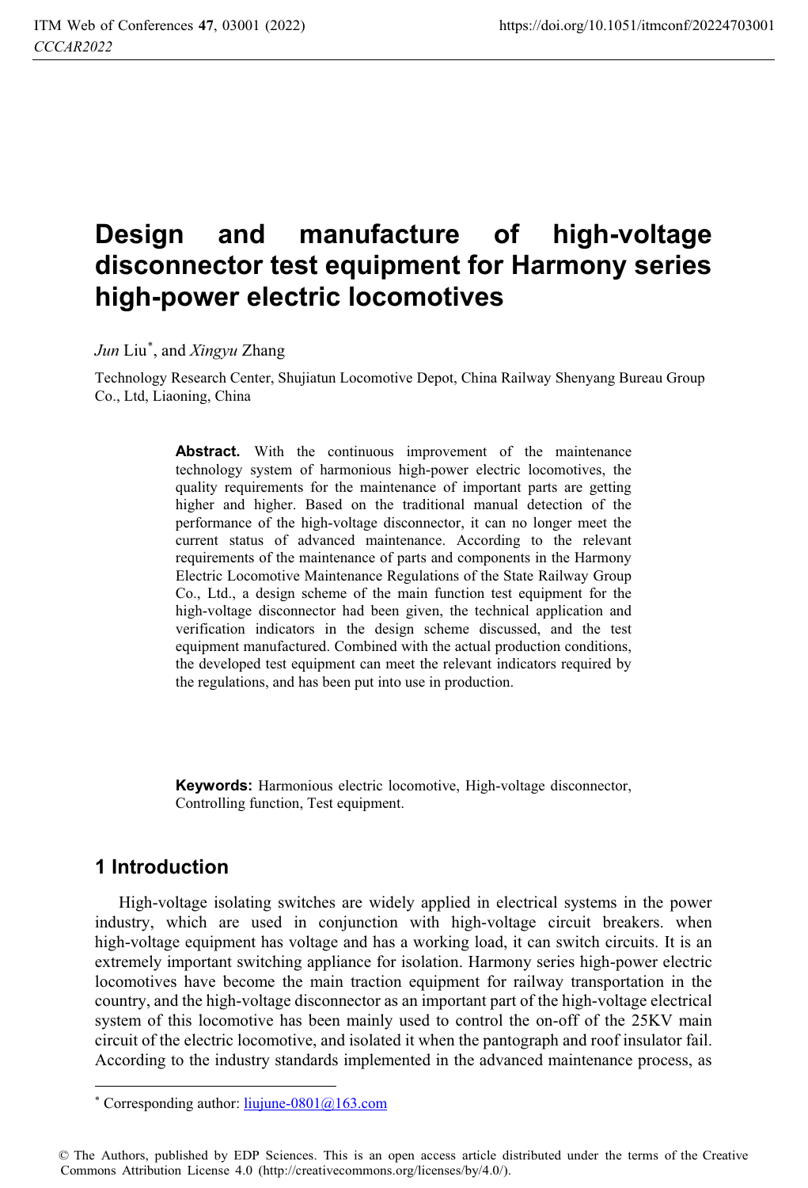# Design and manufacture of high-voltage disconnector test equipment for Harmony series high-power electric locomotives

*Jun* Liu[*], and *Xingyu* Zhang

Technology Research Center, Shujiatun Locomotive Depot, China Railway Shenyang Bureau Group Co., Ltd, Liaoning, China

**Abstract.** With the continuous improvement of the maintenance technology system of harmonious high-power electric locomotives, the quality requirements for the maintenance of important parts are getting higher and higher. Based on the traditional manual detection of the performance of the high-voltage disconnector, it can no longer meet the current status of advanced maintenance. According to the relevant requirements of the maintenance of parts and components in the Harmony Electric Locomotive Maintenance Regulations of the State Railway Group Co., Ltd., a design scheme of the main function test equipment for the high-voltage disconnector had been given, the technical application and verification indicators in the design scheme discussed, and the test equipment manufactured. Combined with the actual production conditions, the developed test equipment can meet the relevant indicators required by the regulations, and has been put into use in production.

**Keywords:** Harmonious electric locomotive, High-voltage disconnector, Controlling function, Test equipment.

## 1 Introduction

High-voltage isolating switches are widely applied in electrical systems in the power industry, which are used in conjunction with high-voltage circuit breakers. when high-voltage equipment has voltage and has a working load, it can switch circuits. It is an extremely important switching appliance for isolation. Harmony series high-power electric locomotives have become the main traction equipment for railway transportation in the country, and the high-voltage disconnector as an important part of the high-voltage electrical system of this locomotive has been mainly used to control the on-off of the 25KV main circuit of the electric locomotive, and isolated it when the pantograph and roof insulator fail. According to the industry standards implemented in the advanced maintenance process, as

[*] Corresponding author: liujune-0801@163.com

© The Authors, published by EDP Sciences. This is an open access article distributed under the terms of the Creative Commons Attribution License 4.0 (http://creativecommons.org/licenses/by/4.0/).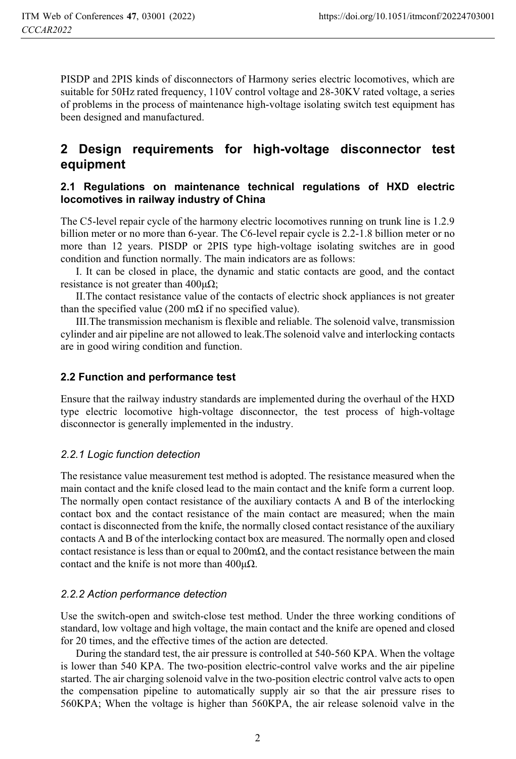PISDP and 2PIS kinds of disconnectors of Harmony series electric locomotives, which are suitable for 50Hz rated frequency, 110V control voltage and 28-30KV rated voltage, a series of problems in the process of maintenance high-voltage isolating switch test equipment has been designed and manufactured.

## 2 Design requirements for high-voltage disconnector test equipment

### 2.1 Regulations on maintenance technical regulations of HXD electric locomotives in railway industry of China

The C5-level repair cycle of the harmony electric locomotives running on trunk line is 1.2.9 billion meter or no more than 6-year. The C6-level repair cycle is 2.2-1.8 billion meter or no more than 12 years. PISDP or 2PIS type high-voltage isolating switches are in good condition and function normally. The main indicators are as follows:

I. It can be closed in place, the dynamic and static contacts are good, and the contact resistance is not greater than 400μΩ;

II.The contact resistance value of the contacts of electric shock appliances is not greater than the specified value (200 mΩ if no specified value).

III.The transmission mechanism is flexible and reliable. The solenoid valve, transmission cylinder and air pipeline are not allowed to leak.The solenoid valve and interlocking contacts are in good wiring condition and function.

### 2.2 Function and performance test

Ensure that the railway industry standards are implemented during the overhaul of the HXD type electric locomotive high-voltage disconnector, the test process of high-voltage disconnector is generally implemented in the industry.

#### *2.2.1 Logic function detection*

The resistance value measurement test method is adopted. The resistance measured when the main contact and the knife closed lead to the main contact and the knife form a current loop. The normally open contact resistance of the auxiliary contacts A and B of the interlocking contact box and the contact resistance of the main contact are measured; when the main contact is disconnected from the knife, the normally closed contact resistance of the auxiliary contacts A and B of the interlocking contact box are measured. The normally open and closed contact resistance is less than or equal to 200mΩ, and the contact resistance between the main contact and the knife is not more than 400μΩ.

#### *2.2.2 Action performance detection*

Use the switch-open and switch-close test method. Under the three working conditions of standard, low voltage and high voltage, the main contact and the knife are opened and closed for 20 times, and the effective times of the action are detected.

During the standard test, the air pressure is controlled at 540-560 KPA. When the voltage is lower than 540 KPA. The two-position electric-control valve works and the air pipeline started. The air charging solenoid valve in the two-position electric control valve acts to open the compensation pipeline to automatically supply air so that the air pressure rises to 560KPA; When the voltage is higher than 560KPA, the air release solenoid valve in the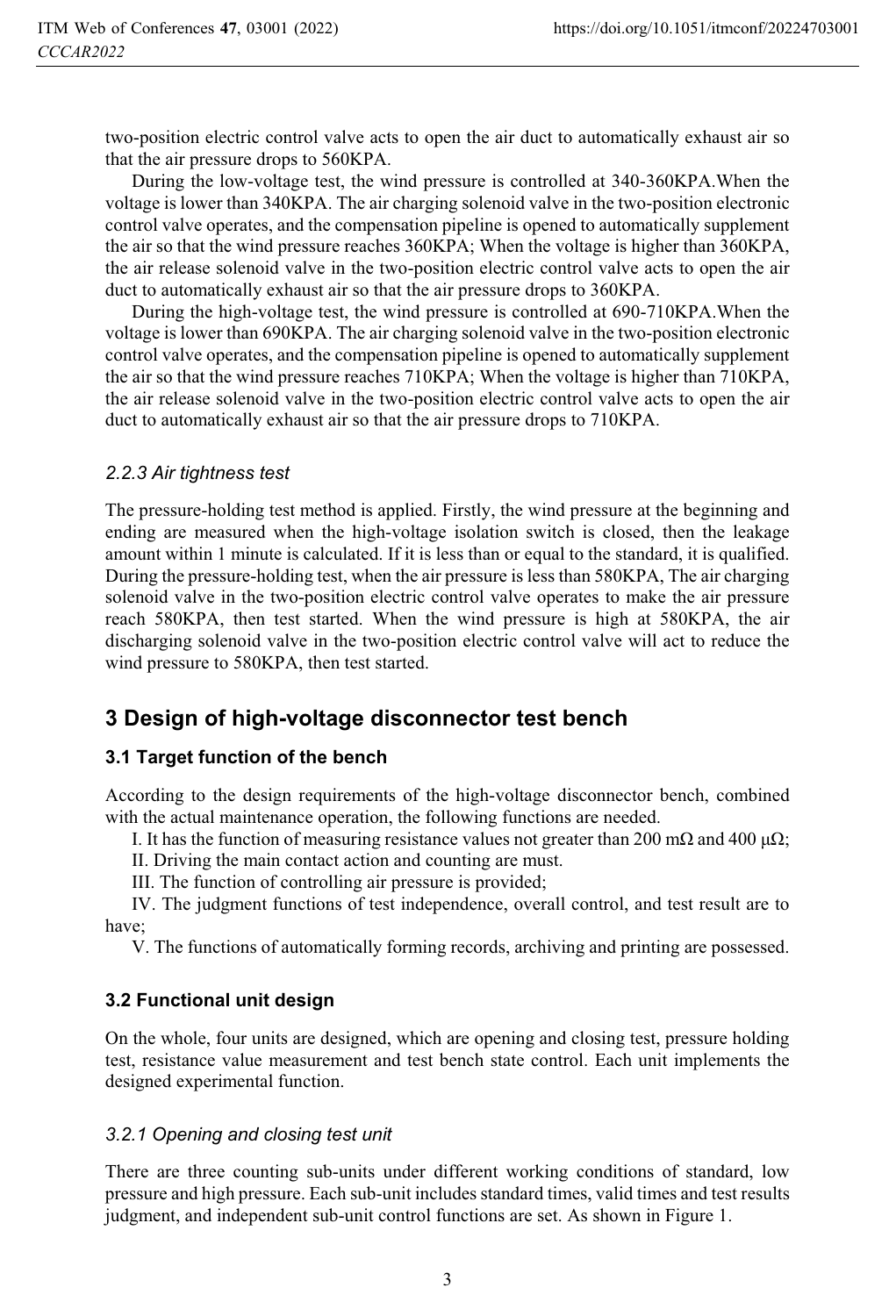two-position electric control valve acts to open the air duct to automatically exhaust air so that the air pressure drops to 560KPA.

During the low-voltage test, the wind pressure is controlled at 340-360KPA.When the voltage is lower than 340KPA. The air charging solenoid valve in the two-position electronic control valve operates, and the compensation pipeline is opened to automatically supplement the air so that the wind pressure reaches 360KPA; When the voltage is higher than 360KPA, the air release solenoid valve in the two-position electric control valve acts to open the air duct to automatically exhaust air so that the air pressure drops to 360KPA.

During the high-voltage test, the wind pressure is controlled at 690-710KPA.When the voltage is lower than 690KPA. The air charging solenoid valve in the two-position electronic control valve operates, and the compensation pipeline is opened to automatically supplement the air so that the wind pressure reaches 710KPA; When the voltage is higher than 710KPA, the air release solenoid valve in the two-position electric control valve acts to open the air duct to automatically exhaust air so that the air pressure drops to 710KPA.

#### *2.2.3 Air tightness test*

The pressure-holding test method is applied. Firstly, the wind pressure at the beginning and ending are measured when the high-voltage isolation switch is closed, then the leakage amount within 1 minute is calculated. If it is less than or equal to the standard, it is qualified. During the pressure-holding test, when the air pressure is less than 580KPA, The air charging solenoid valve in the two-position electric control valve operates to make the air pressure reach 580KPA, then test started. When the wind pressure is high at 580KPA, the air discharging solenoid valve in the two-position electric control valve will act to reduce the wind pressure to 580KPA, then test started.

## 3 Design of high-voltage disconnector test bench

### 3.1 Target function of the bench

According to the design requirements of the high-voltage disconnector bench, combined with the actual maintenance operation, the following functions are needed.

I. It has the function of measuring resistance values not greater than 200 mΩ and 400 μΩ;

II. Driving the main contact action and counting are must.

III. The function of controlling air pressure is provided;

IV. The judgment functions of test independence, overall control, and test result are to have;

V. The functions of automatically forming records, archiving and printing are possessed.

### 3.2 Functional unit design

On the whole, four units are designed, which are opening and closing test, pressure holding test, resistance value measurement and test bench state control. Each unit implements the designed experimental function.

#### *3.2.1 Opening and closing test unit*

There are three counting sub-units under different working conditions of standard, low pressure and high pressure. Each sub-unit includes standard times, valid times and test results judgment, and independent sub-unit control functions are set. As shown in Figure 1.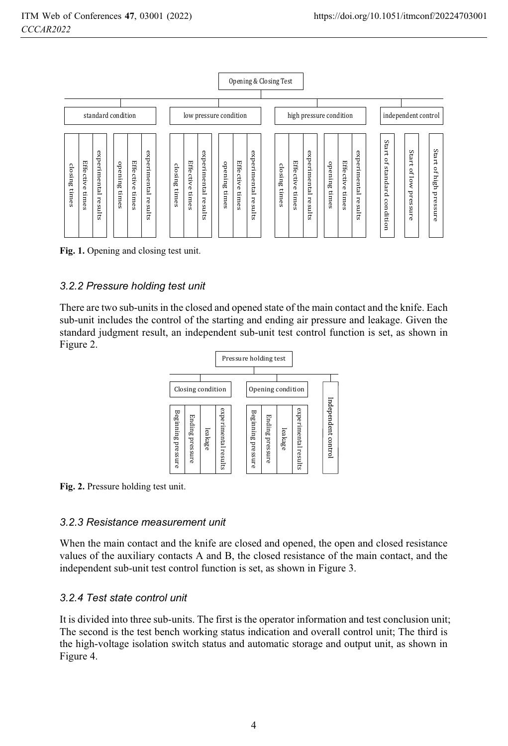Opening & Closing Test

standard condition | low pressure condition | high pressure condition | independent control

closing times | Effective times | experimental results | opening times | Effective times | experimental results | closing times | Effective times | experimental results | opening times | Effective times | experimental results | closing times | Effective times | experimental results | opening times | Effective times | experimental results | Start of standard condition | Start of low pressure | Start of high pressure

**Fig. 1.** Opening and closing test unit.

### *3.2.2 Pressure holding test unit*

There are two sub-units in the closed and opened state of the main contact and the knife. Each sub-unit includes the control of the starting and ending air pressure and leakage. Given the standard judgment result, an independent sub-unit test control function is set, as shown in Figure 2.

Pressure holding test

Closing condition | Opening condition | Independent control

Beginning pressure | Ending pressure | leakage | experimental results | Beginning pressure | Ending pressure | leakage | experimental results

**Fig. 2.** Pressure holding test unit.

### *3.2.3 Resistance measurement unit*

When the main contact and the knife are closed and opened, the open and closed resistance values of the auxiliary contacts A and B, the closed resistance of the main contact, and the independent sub-unit test control function is set, as shown in Figure 3.

### *3.2.4 Test state control unit*

It is divided into three sub-units. The first is the operator information and test conclusion unit; The second is the test bench working status indication and overall control unit; The third is the high-voltage isolation switch status and automatic storage and output unit, as shown in Figure 4.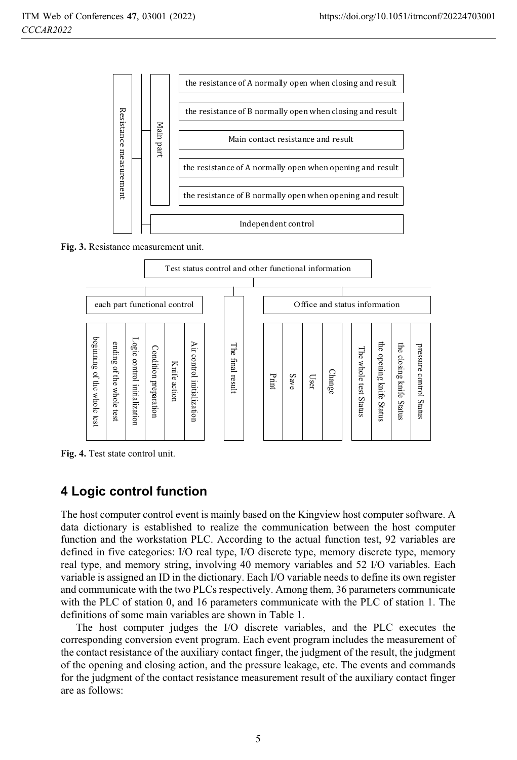**Fig. 3.** Resistance measurement unit.

**Fig. 4.** Test state control unit.

## 4 Logic control function

The host computer control event is mainly based on the Kingview host computer software. A data dictionary is established to realize the communication between the host computer function and the workstation PLC. According to the actual function test, 92 variables are defined in five categories: I/O real type, I/O discrete type, memory discrete type, memory real type, and memory string, involving 40 memory variables and 52 I/O variables. Each variable is assigned an ID in the dictionary. Each I/O variable needs to define its own register and communicate with the two PLCs respectively. Among them, 36 parameters communicate with the PLC of station 0, and 16 parameters communicate with the PLC of station 1. The definitions of some main variables are shown in Table 1.

The host computer judges the I/O discrete variables, and the PLC executes the corresponding conversion event program. Each event program includes the measurement of the contact resistance of the auxiliary contact finger, the judgment of the result, the judgment of the opening and closing action, and the pressure leakage, etc. The events and commands for the judgment of the contact resistance measurement result of the auxiliary contact finger are as follows: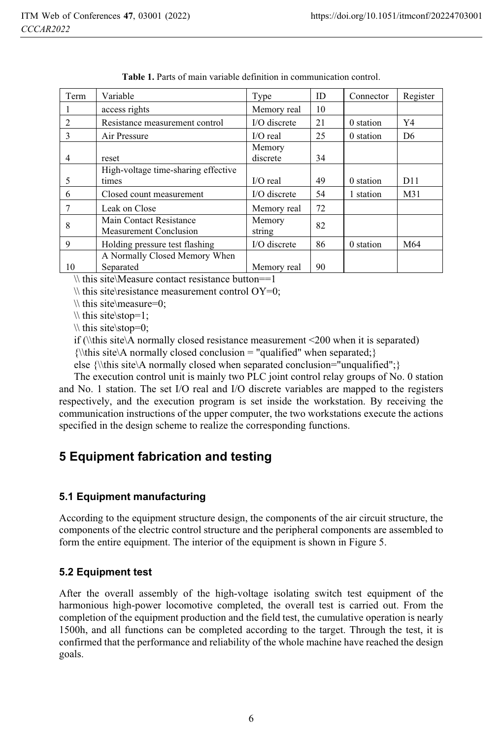**Table 1.** Parts of main variable definition in communication control.

| Term | Variable | Type | ID | Connector | Register |
|---|---|---|---|---|---|
| 1 | access rights | Memory real | 10 | | |
| 2 | Resistance measurement control | I/O discrete | 21 | 0 station | Y4 |
| 3 | Air Pressure | I/O real | 25 | 0 station | D6 |
| 4 | reset | Memory discrete | 34 | | |
| 5 | High-voltage time-sharing effective times | I/O real | 49 | 0 station | D11 |
| 6 | Closed count measurement | I/O discrete | 54 | 1 station | M31 |
| 7 | Leak on Close | Memory real | 72 | | |
| 8 | Main Contact Resistance Measurement Conclusion | Memory string | 82 | | |
| 9 | Holding pressure test flashing | I/O discrete | 86 | 0 station | M64 |
| 10 | A Normally Closed Memory When Separated | Memory real | 90 | | |

```
\\ this site\Measure contact resistance button==1
\\ this site\resistance measurement control OY=0;
\\ this site\measure=0;
\\ this site\stop=1;
\\ this site\stop=0;
if (\\this site\A normally closed resistance measurement <200 when it is separated)
{\\this site\A normally closed conclusion = "qualified" when separated;}
else {\\this site\A normally closed when separated conclusion="unqualified";}
```

The execution control unit is mainly two PLC joint control relay groups of No. 0 station and No. 1 station. The set I/O real and I/O discrete variables are mapped to the registers respectively, and the execution program is set inside the workstation. By receiving the communication instructions of the upper computer, the two workstations execute the actions specified in the design scheme to realize the corresponding functions.

# 5 Equipment fabrication and testing

## 5.1 Equipment manufacturing

According to the equipment structure design, the components of the air circuit structure, the components of the electric control structure and the peripheral components are assembled to form the entire equipment. The interior of the equipment is shown in Figure 5.

## 5.2 Equipment test

After the overall assembly of the high-voltage isolating switch test equipment of the harmonious high-power locomotive completed, the overall test is carried out. From the completion of the equipment production and the field test, the cumulative operation is nearly 1500h, and all functions can be completed according to the target. Through the test, it is confirmed that the performance and reliability of the whole machine have reached the design goals.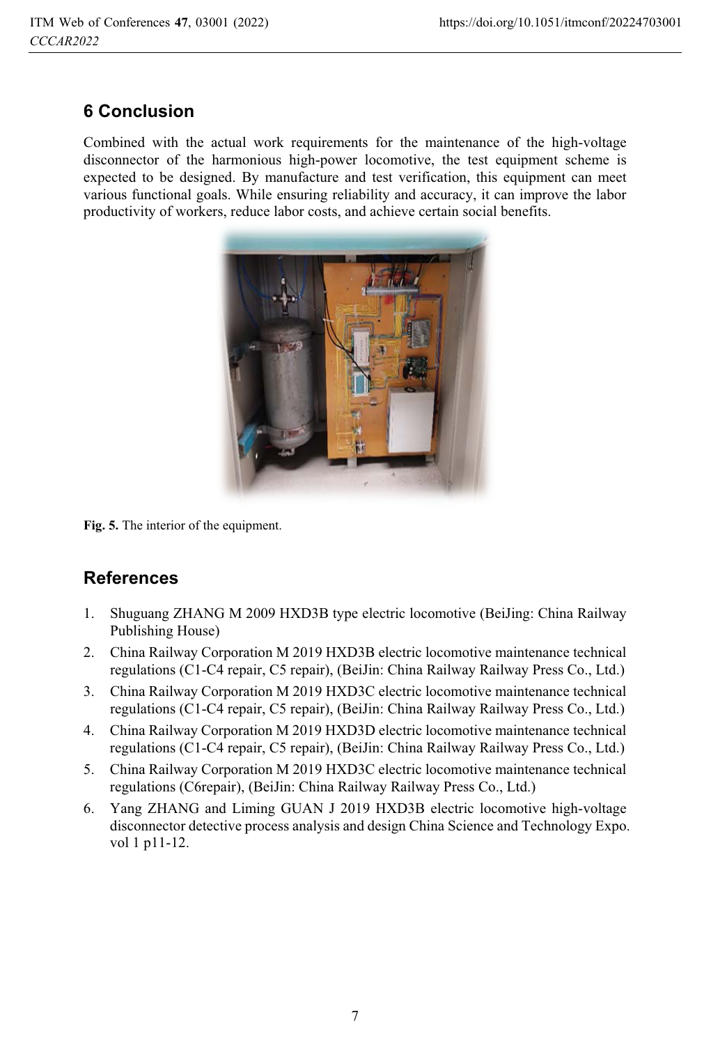## 6 Conclusion

Combined with the actual work requirements for the maintenance of the high-voltage disconnector of the harmonious high-power locomotive, the test equipment scheme is expected to be designed. By manufacture and test verification, this equipment can meet various functional goals. While ensuring reliability and accuracy, it can improve the labor productivity of workers, reduce labor costs, and achieve certain social benefits.

**Fig. 5.** The interior of the equipment.

## References

1. Shuguang ZHANG M 2009 HXD3B type electric locomotive (BeiJing: China Railway Publishing House)
2. China Railway Corporation M 2019 HXD3B electric locomotive maintenance technical regulations (C1-C4 repair, C5 repair), (BeiJin: China Railway Railway Press Co., Ltd.)
3. China Railway Corporation M 2019 HXD3C electric locomotive maintenance technical regulations (C1-C4 repair, C5 repair), (BeiJin: China Railway Railway Press Co., Ltd.)
4. China Railway Corporation M 2019 HXD3D electric locomotive maintenance technical regulations (C1-C4 repair, C5 repair), (BeiJin: China Railway Railway Press Co., Ltd.)
5. China Railway Corporation M 2019 HXD3C electric locomotive maintenance technical regulations (C6repair), (BeiJin: China Railway Railway Press Co., Ltd.)
6. Yang ZHANG and Liming GUAN J 2019 HXD3B electric locomotive high-voltage disconnector detective process analysis and design China Science and Technology Expo. vol 1 p11-12.